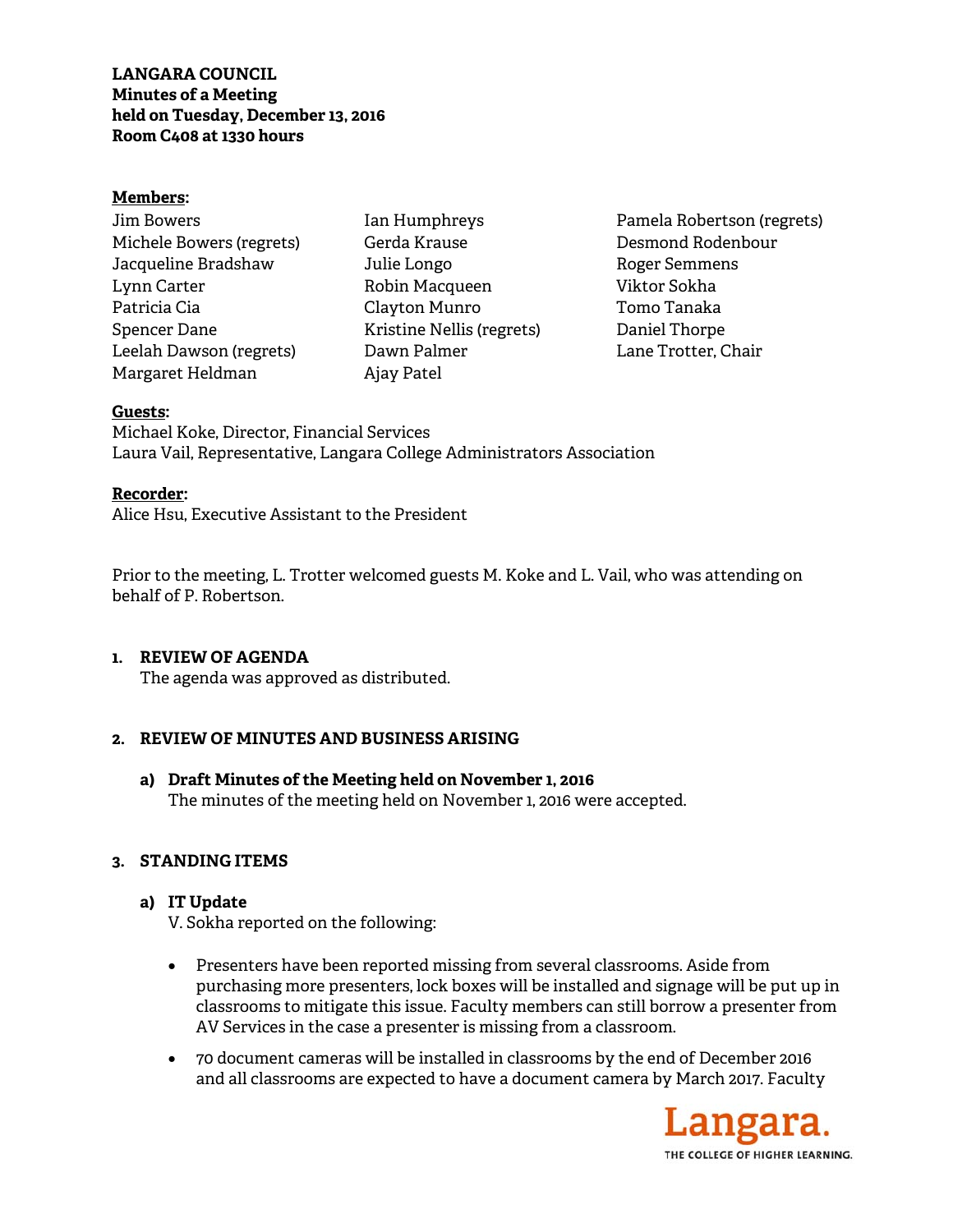**LANGARA COUNCIL**
**Minutes of a Meeting**
**held on Tuesday, December 13, 2016**
**Room C408 at 1330 hours**

**<u>Members</u>:**

Jim Bowers
Michele Bowers (regrets)
Jacqueline Bradshaw
Lynn Carter
Patricia Cia
Spencer Dane
Leelah Dawson (regrets)
Margaret Heldman
Ian Humphreys
Gerda Krause
Julie Longo
Robin Macqueen
Clayton Munro
Kristine Nellis (regrets)
Dawn Palmer
Ajay Patel
Pamela Robertson (regrets)
Desmond Rodenbour
Roger Semmens
Viktor Sokha
Tomo Tanaka
Daniel Thorpe
Lane Trotter, Chair

**<u>Guests</u>:**

Michael Koke, Director, Financial Services
Laura Vail, Representative, Langara College Administrators Association

**<u>Recorder</u>:**

Alice Hsu, Executive Assistant to the President

Prior to the meeting, L. Trotter welcomed guests M. Koke and L. Vail, who was attending on behalf of P. Robertson.

## 1. REVIEW OF AGENDA

The agenda was approved as distributed.

## 2. REVIEW OF MINUTES AND BUSINESS ARISING

### a) Draft Minutes of the Meeting held on November 1, 2016

The minutes of the meeting held on November 1, 2016 were accepted.

## 3. STANDING ITEMS

### a) IT Update

V. Sokha reported on the following:

- Presenters have been reported missing from several classrooms. Aside from purchasing more presenters, lock boxes will be installed and signage will be put up in classrooms to mitigate this issue. Faculty members can still borrow a presenter from AV Services in the case a presenter is missing from a classroom.
- 70 document cameras will be installed in classrooms by the end of December 2016 and all classrooms are expected to have a document camera by March 2017. Faculty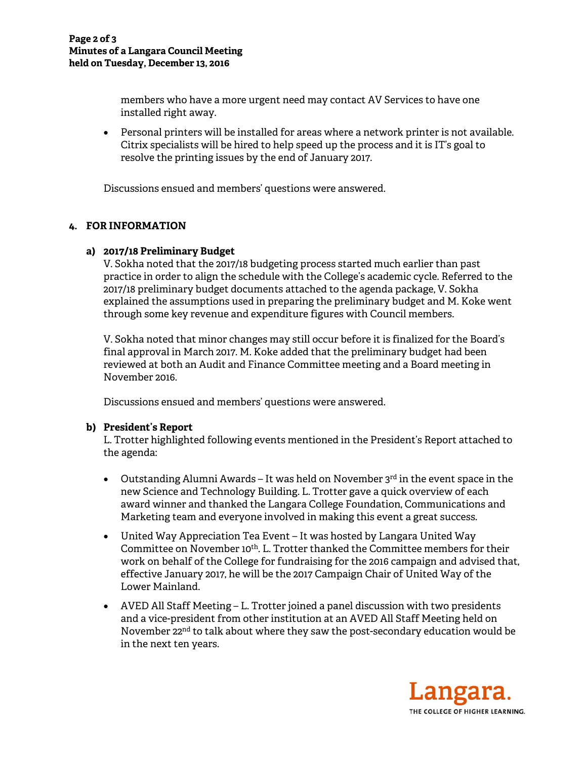members who have a more urgent need may contact AV Services to have one installed right away.

- Personal printers will be installed for areas where a network printer is not available. Citrix specialists will be hired to help speed up the process and it is IT's goal to resolve the printing issues by the end of January 2017.

Discussions ensued and members' questions were answered.

## 4. FOR INFORMATION

### a) 2017/18 Preliminary Budget

V. Sokha noted that the 2017/18 budgeting process started much earlier than past practice in order to align the schedule with the College's academic cycle. Referred to the 2017/18 preliminary budget documents attached to the agenda package, V. Sokha explained the assumptions used in preparing the preliminary budget and M. Koke went through some key revenue and expenditure figures with Council members.

V. Sokha noted that minor changes may still occur before it is finalized for the Board's final approval in March 2017. M. Koke added that the preliminary budget had been reviewed at both an Audit and Finance Committee meeting and a Board meeting in November 2016.

Discussions ensued and members' questions were answered.

### b) President's Report

L. Trotter highlighted following events mentioned in the President's Report attached to the agenda:

- Outstanding Alumni Awards – It was held on November 3rd in the event space in the new Science and Technology Building. L. Trotter gave a quick overview of each award winner and thanked the Langara College Foundation, Communications and Marketing team and everyone involved in making this event a great success.
- United Way Appreciation Tea Event – It was hosted by Langara United Way Committee on November 10th. L. Trotter thanked the Committee members for their work on behalf of the College for fundraising for the 2016 campaign and advised that, effective January 2017, he will be the 2017 Campaign Chair of United Way of the Lower Mainland.
- AVED All Staff Meeting – L. Trotter joined a panel discussion with two presidents and a vice-president from other institution at an AVED All Staff Meeting held on November 22nd to talk about where they saw the post-secondary education would be in the next ten years.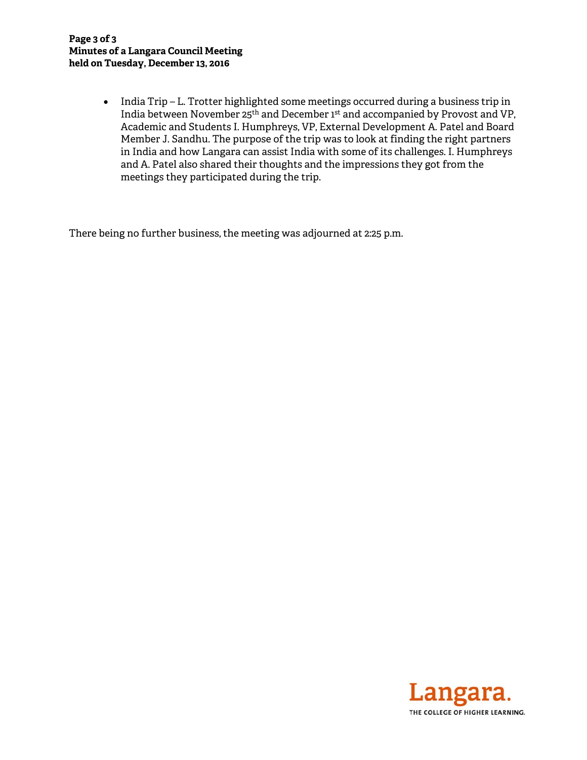- India Trip – L. Trotter highlighted some meetings occurred during a business trip in India between November 25th and December 1st and accompanied by Provost and VP, Academic and Students I. Humphreys, VP, External Development A. Patel and Board Member J. Sandhu. The purpose of the trip was to look at finding the right partners in India and how Langara can assist India with some of its challenges. I. Humphreys and A. Patel also shared their thoughts and the impressions they got from the meetings they participated during the trip.

There being no further business, the meeting was adjourned at 2:25 p.m.